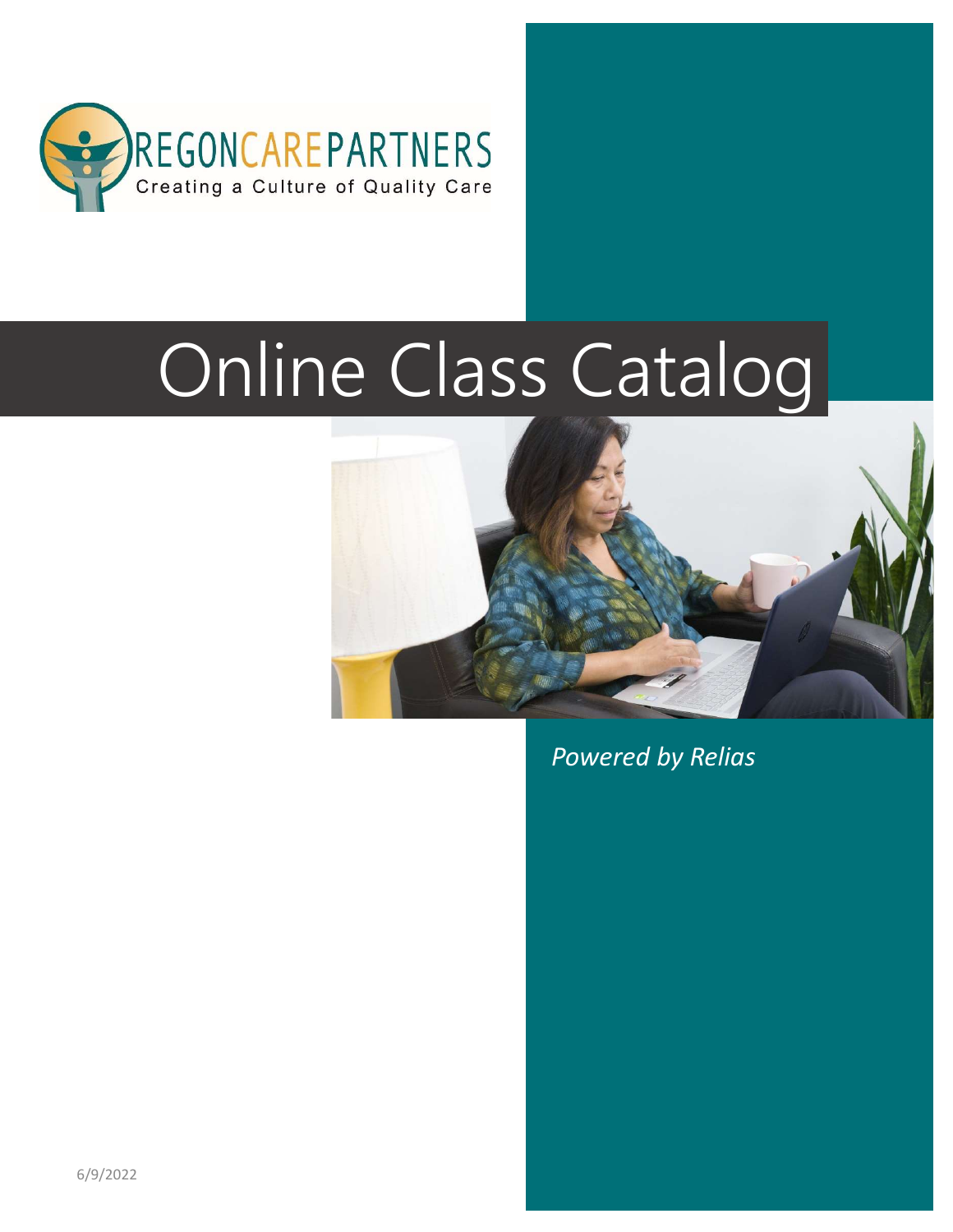OREGONCAREPARTNERS

Creating a Culture of Quality Care

# Online Class Catalog

*Powered by Relias*

6/9/2022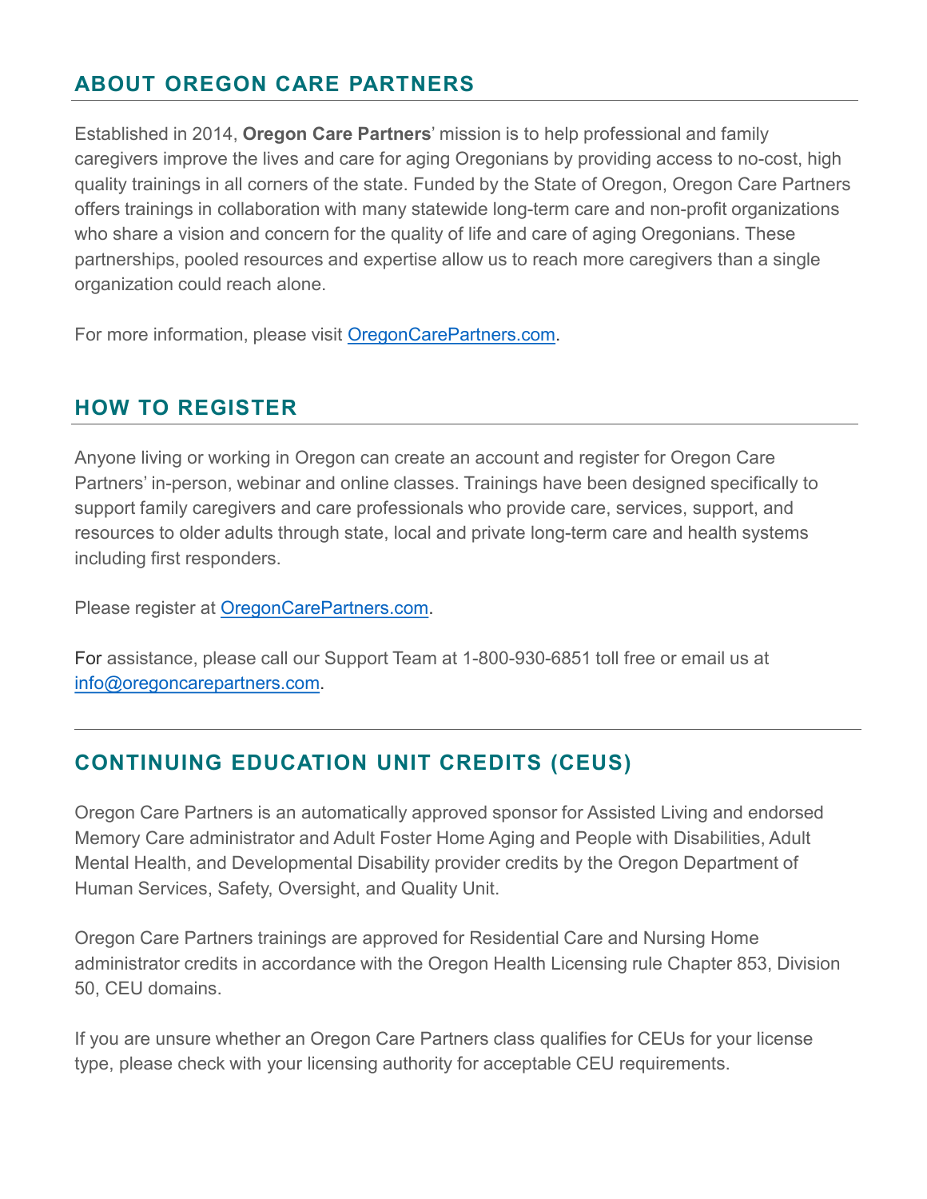## ABOUT OREGON CARE PARTNERS

Established in 2014, **Oregon Care Partners**' mission is to help professional and family caregivers improve the lives and care for aging Oregonians by providing access to no-cost, high quality trainings in all corners of the state. Funded by the State of Oregon, Oregon Care Partners offers trainings in collaboration with many statewide long-term care and non-profit organizations who share a vision and concern for the quality of life and care of aging Oregonians. These partnerships, pooled resources and expertise allow us to reach more caregivers than a single organization could reach alone.

For more information, please visit [OregonCarePartners.com](https://OregonCarePartners.com).

## HOW TO REGISTER

Anyone living or working in Oregon can create an account and register for Oregon Care Partners' in-person, webinar and online classes. Trainings have been designed specifically to support family caregivers and care professionals who provide care, services, support, and resources to older adults through state, local and private long-term care and health systems including first responders.

Please register at [OregonCarePartners.com](https://OregonCarePartners.com).

For assistance, please call our Support Team at 1-800-930-6851 toll free or email us at [info@oregoncarepartners.com](mailto:info@oregoncarepartners.com).

---

## CONTINUING EDUCATION UNIT CREDITS (CEUS)

Oregon Care Partners is an automatically approved sponsor for Assisted Living and endorsed Memory Care administrator and Adult Foster Home Aging and People with Disabilities, Adult Mental Health, and Developmental Disability provider credits by the Oregon Department of Human Services, Safety, Oversight, and Quality Unit.

Oregon Care Partners trainings are approved for Residential Care and Nursing Home administrator credits in accordance with the Oregon Health Licensing rule Chapter 853, Division 50, CEU domains.

If you are unsure whether an Oregon Care Partners class qualifies for CEUs for your license type, please check with your licensing authority for acceptable CEU requirements.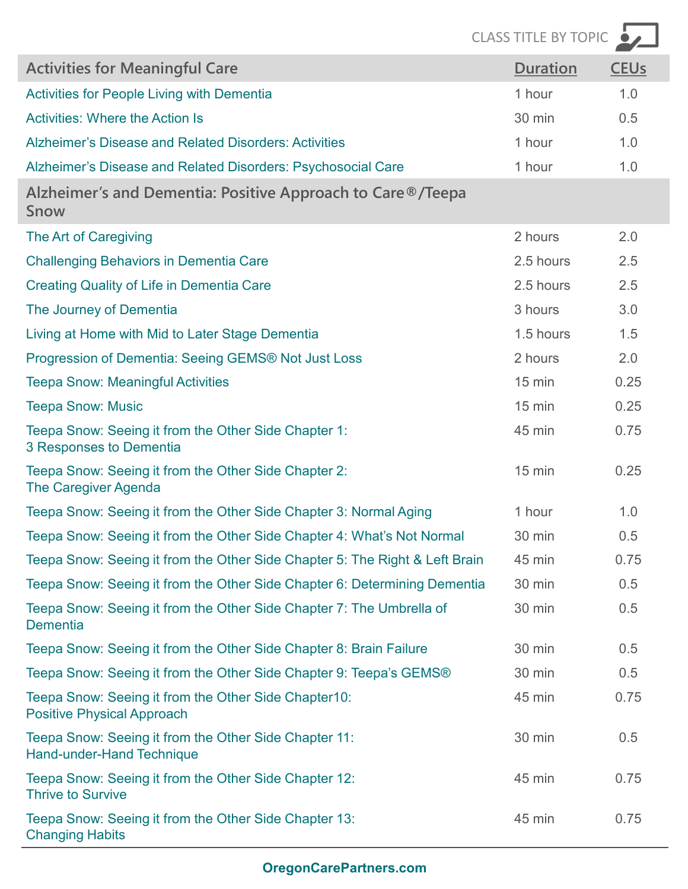CLASS TITLE BY TOPIC

| Activities for Meaningful Care | Duration | CEUs |
|---|---|---|
| Activities for People Living with Dementia | 1 hour | 1.0 |
| Activities: Where the Action Is | 30 min | 0.5 |
| Alzheimer's Disease and Related Disorders: Activities | 1 hour | 1.0 |
| Alzheimer's Disease and Related Disorders: Psychosocial Care | 1 hour | 1.0 |
| **Alzheimer's and Dementia: Positive Approach to Care®/Teepa Snow** | | |
| The Art of Caregiving | 2 hours | 2.0 |
| Challenging Behaviors in Dementia Care | 2.5 hours | 2.5 |
| Creating Quality of Life in Dementia Care | 2.5 hours | 2.5 |
| The Journey of Dementia | 3 hours | 3.0 |
| Living at Home with Mid to Later Stage Dementia | 1.5 hours | 1.5 |
| Progression of Dementia: Seeing GEMS® Not Just Loss | 2 hours | 2.0 |
| Teepa Snow: Meaningful Activities | 15 min | 0.25 |
| Teepa Snow: Music | 15 min | 0.25 |
| Teepa Snow: Seeing it from the Other Side Chapter 1: 3 Responses to Dementia | 45 min | 0.75 |
| Teepa Snow: Seeing it from the Other Side Chapter 2: The Caregiver Agenda | 15 min | 0.25 |
| Teepa Snow: Seeing it from the Other Side Chapter 3: Normal Aging | 1 hour | 1.0 |
| Teepa Snow: Seeing it from the Other Side Chapter 4: What's Not Normal | 30 min | 0.5 |
| Teepa Snow: Seeing it from the Other Side Chapter 5: The Right & Left Brain | 45 min | 0.75 |
| Teepa Snow: Seeing it from the Other Side Chapter 6: Determining Dementia | 30 min | 0.5 |
| Teepa Snow: Seeing it from the Other Side Chapter 7: The Umbrella of Dementia | 30 min | 0.5 |
| Teepa Snow: Seeing it from the Other Side Chapter 8: Brain Failure | 30 min | 0.5 |
| Teepa Snow: Seeing it from the Other Side Chapter 9: Teepa's GEMS® | 30 min | 0.5 |
| Teepa Snow: Seeing it from the Other Side Chapter10: Positive Physical Approach | 45 min | 0.75 |
| Teepa Snow: Seeing it from the Other Side Chapter 11: Hand-under-Hand Technique | 30 min | 0.5 |
| Teepa Snow: Seeing it from the Other Side Chapter 12: Thrive to Survive | 45 min | 0.75 |
| Teepa Snow: Seeing it from the Other Side Chapter 13: Changing Habits | 45 min | 0.75 |

OregonCarePartners.com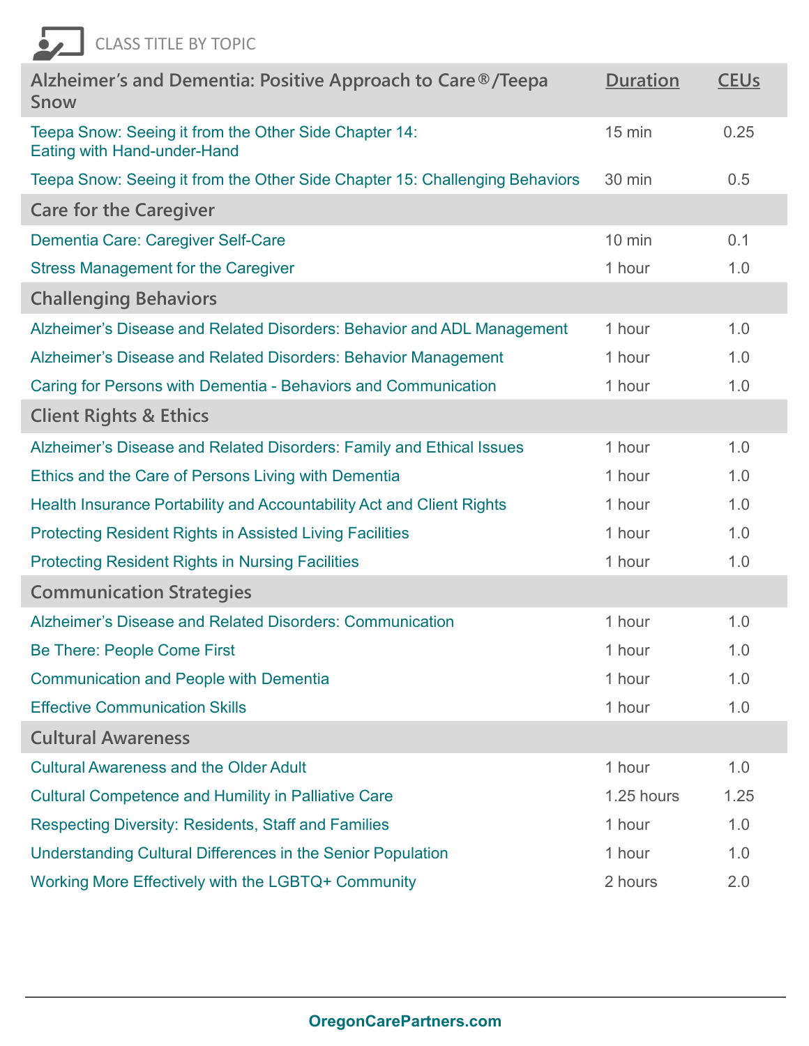CLASS TITLE BY TOPIC

| Alzheimer's and Dementia: Positive Approach to Care®/Teepa Snow | Duration | CEUs |
|---|---|---|
| Teepa Snow: Seeing it from the Other Side Chapter 14: Eating with Hand-under-Hand | 15 min | 0.25 |
| Teepa Snow: Seeing it from the Other Side Chapter 15: Challenging Behaviors | 30 min | 0.5 |
| **Care for the Caregiver** | | |
| Dementia Care: Caregiver Self-Care | 10 min | 0.1 |
| Stress Management for the Caregiver | 1 hour | 1.0 |
| **Challenging Behaviors** | | |
| Alzheimer's Disease and Related Disorders: Behavior and ADL Management | 1 hour | 1.0 |
| Alzheimer's Disease and Related Disorders: Behavior Management | 1 hour | 1.0 |
| Caring for Persons with Dementia - Behaviors and Communication | 1 hour | 1.0 |
| **Client Rights & Ethics** | | |
| Alzheimer's Disease and Related Disorders: Family and Ethical Issues | 1 hour | 1.0 |
| Ethics and the Care of Persons Living with Dementia | 1 hour | 1.0 |
| Health Insurance Portability and Accountability Act and Client Rights | 1 hour | 1.0 |
| Protecting Resident Rights in Assisted Living Facilities | 1 hour | 1.0 |
| Protecting Resident Rights in Nursing Facilities | 1 hour | 1.0 |
| **Communication Strategies** | | |
| Alzheimer's Disease and Related Disorders: Communication | 1 hour | 1.0 |
| Be There: People Come First | 1 hour | 1.0 |
| Communication and People with Dementia | 1 hour | 1.0 |
| Effective Communication Skills | 1 hour | 1.0 |
| **Cultural Awareness** | | |
| Cultural Awareness and the Older Adult | 1 hour | 1.0 |
| Cultural Competence and Humility in Palliative Care | 1.25 hours | 1.25 |
| Respecting Diversity: Residents, Staff and Families | 1 hour | 1.0 |
| Understanding Cultural Differences in the Senior Population | 1 hour | 1.0 |
| Working More Effectively with the LGBTQ+ Community | 2 hours | 2.0 |

OregonCarePartners.com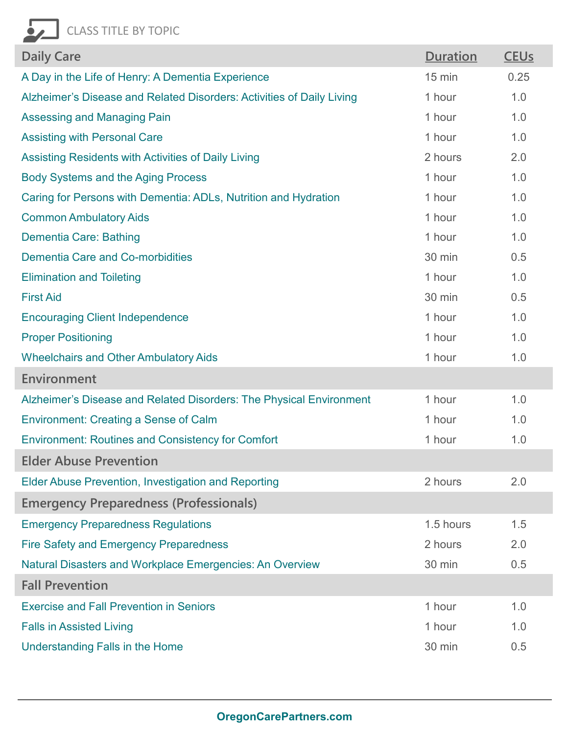CLASS TITLE BY TOPIC

| Daily Care | Duration | CEUs |
| --- | --- | --- |
| A Day in the Life of Henry: A Dementia Experience | 15 min | 0.25 |
| Alzheimer's Disease and Related Disorders: Activities of Daily Living | 1 hour | 1.0 |
| Assessing and Managing Pain | 1 hour | 1.0 |
| Assisting with Personal Care | 1 hour | 1.0 |
| Assisting Residents with Activities of Daily Living | 2 hours | 2.0 |
| Body Systems and the Aging Process | 1 hour | 1.0 |
| Caring for Persons with Dementia: ADLs, Nutrition and Hydration | 1 hour | 1.0 |
| Common Ambulatory Aids | 1 hour | 1.0 |
| Dementia Care: Bathing | 1 hour | 1.0 |
| Dementia Care and Co-morbidities | 30 min | 0.5 |
| Elimination and Toileting | 1 hour | 1.0 |
| First Aid | 30 min | 0.5 |
| Encouraging Client Independence | 1 hour | 1.0 |
| Proper Positioning | 1 hour | 1.0 |
| Wheelchairs and Other Ambulatory Aids | 1 hour | 1.0 |
| **Environment** | | |
| Alzheimer's Disease and Related Disorders: The Physical Environment | 1 hour | 1.0 |
| Environment: Creating a Sense of Calm | 1 hour | 1.0 |
| Environment: Routines and Consistency for Comfort | 1 hour | 1.0 |
| **Elder Abuse Prevention** | | |
| Elder Abuse Prevention, Investigation and Reporting | 2 hours | 2.0 |
| **Emergency Preparedness (Professionals)** | | |
| Emergency Preparedness Regulations | 1.5 hours | 1.5 |
| Fire Safety and Emergency Preparedness | 2 hours | 2.0 |
| Natural Disasters and Workplace Emergencies: An Overview | 30 min | 0.5 |
| **Fall Prevention** | | |
| Exercise and Fall Prevention in Seniors | 1 hour | 1.0 |
| Falls in Assisted Living | 1 hour | 1.0 |
| Understanding Falls in the Home | 30 min | 0.5 |

OregonCarePartners.com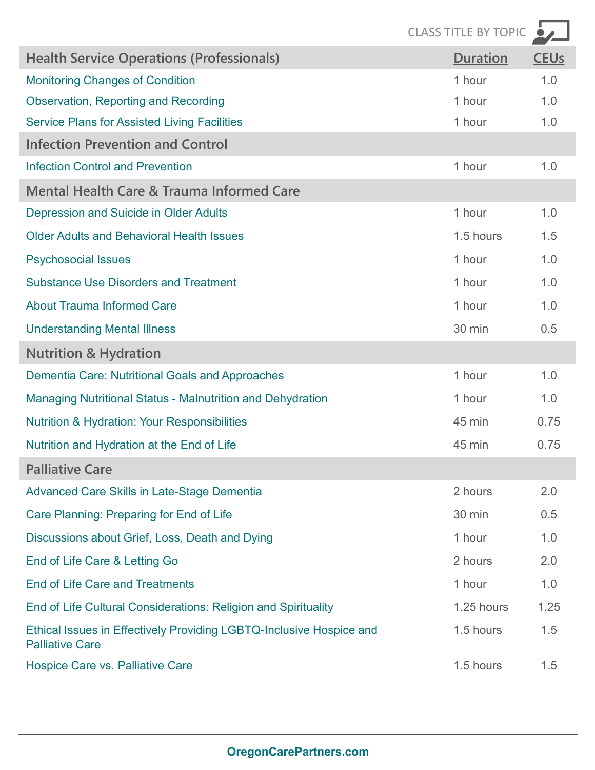CLASS TITLE BY TOPIC

| Health Service Operations (Professionals) | Duration | CEUs |
|---|---|---|
| Monitoring Changes of Condition | 1 hour | 1.0 |
| Observation, Reporting and Recording | 1 hour | 1.0 |
| Service Plans for Assisted Living Facilities | 1 hour | 1.0 |
| **Infection Prevention and Control** | | |
| Infection Control and Prevention | 1 hour | 1.0 |
| **Mental Health Care & Trauma Informed Care** | | |
| Depression and Suicide in Older Adults | 1 hour | 1.0 |
| Older Adults and Behavioral Health Issues | 1.5 hours | 1.5 |
| Psychosocial Issues | 1 hour | 1.0 |
| Substance Use Disorders and Treatment | 1 hour | 1.0 |
| About Trauma Informed Care | 1 hour | 1.0 |
| Understanding Mental Illness | 30 min | 0.5 |
| **Nutrition & Hydration** | | |
| Dementia Care: Nutritional Goals and Approaches | 1 hour | 1.0 |
| Managing Nutritional Status - Malnutrition and Dehydration | 1 hour | 1.0 |
| Nutrition & Hydration: Your Responsibilities | 45 min | 0.75 |
| Nutrition and Hydration at the End of Life | 45 min | 0.75 |
| **Palliative Care** | | |
| Advanced Care Skills in Late-Stage Dementia | 2 hours | 2.0 |
| Care Planning: Preparing for End of Life | 30 min | 0.5 |
| Discussions about Grief, Loss, Death and Dying | 1 hour | 1.0 |
| End of Life Care & Letting Go | 2 hours | 2.0 |
| End of Life Care and Treatments | 1 hour | 1.0 |
| End of Life Cultural Considerations: Religion and Spirituality | 1.25 hours | 1.25 |
| Ethical Issues in Effectively Providing LGBTQ-Inclusive Hospice and Palliative Care | 1.5 hours | 1.5 |
| Hospice Care vs. Palliative Care | 1.5 hours | 1.5 |

**OregonCarePartners.com**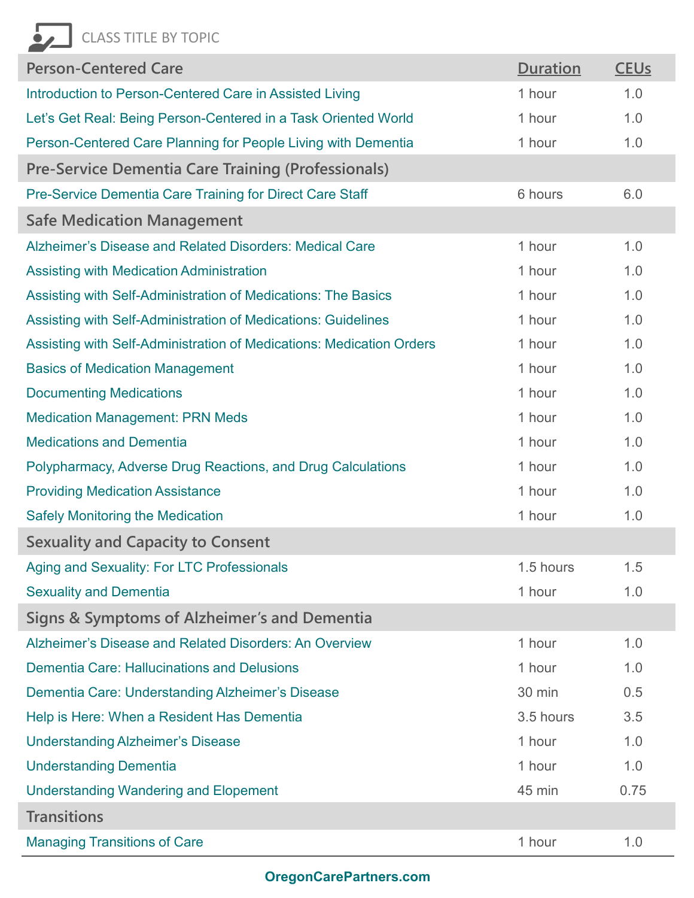CLASS TITLE BY TOPIC

| Person-Centered Care | Duration | CEUs |
|---|---|---|
| Introduction to Person-Centered Care in Assisted Living | 1 hour | 1.0 |
| Let's Get Real: Being Person-Centered in a Task Oriented World | 1 hour | 1.0 |
| Person-Centered Care Planning for People Living with Dementia | 1 hour | 1.0 |
| **Pre-Service Dementia Care Training (Professionals)** | | |
| Pre-Service Dementia Care Training for Direct Care Staff | 6 hours | 6.0 |
| **Safe Medication Management** | | |
| Alzheimer's Disease and Related Disorders: Medical Care | 1 hour | 1.0 |
| Assisting with Medication Administration | 1 hour | 1.0 |
| Assisting with Self-Administration of Medications: The Basics | 1 hour | 1.0 |
| Assisting with Self-Administration of Medications: Guidelines | 1 hour | 1.0 |
| Assisting with Self-Administration of Medications: Medication Orders | 1 hour | 1.0 |
| Basics of Medication Management | 1 hour | 1.0 |
| Documenting Medications | 1 hour | 1.0 |
| Medication Management: PRN Meds | 1 hour | 1.0 |
| Medications and Dementia | 1 hour | 1.0 |
| Polypharmacy, Adverse Drug Reactions, and Drug Calculations | 1 hour | 1.0 |
| Providing Medication Assistance | 1 hour | 1.0 |
| Safely Monitoring the Medication | 1 hour | 1.0 |
| **Sexuality and Capacity to Consent** | | |
| Aging and Sexuality: For LTC Professionals | 1.5 hours | 1.5 |
| Sexuality and Dementia | 1 hour | 1.0 |
| **Signs & Symptoms of Alzheimer's and Dementia** | | |
| Alzheimer's Disease and Related Disorders: An Overview | 1 hour | 1.0 |
| Dementia Care: Hallucinations and Delusions | 1 hour | 1.0 |
| Dementia Care: Understanding Alzheimer's Disease | 30 min | 0.5 |
| Help is Here: When a Resident Has Dementia | 3.5 hours | 3.5 |
| Understanding Alzheimer's Disease | 1 hour | 1.0 |
| Understanding Dementia | 1 hour | 1.0 |
| Understanding Wandering and Elopement | 45 min | 0.75 |
| **Transitions** | | |
| Managing Transitions of Care | 1 hour | 1.0 |

**OregonCarePartners.com**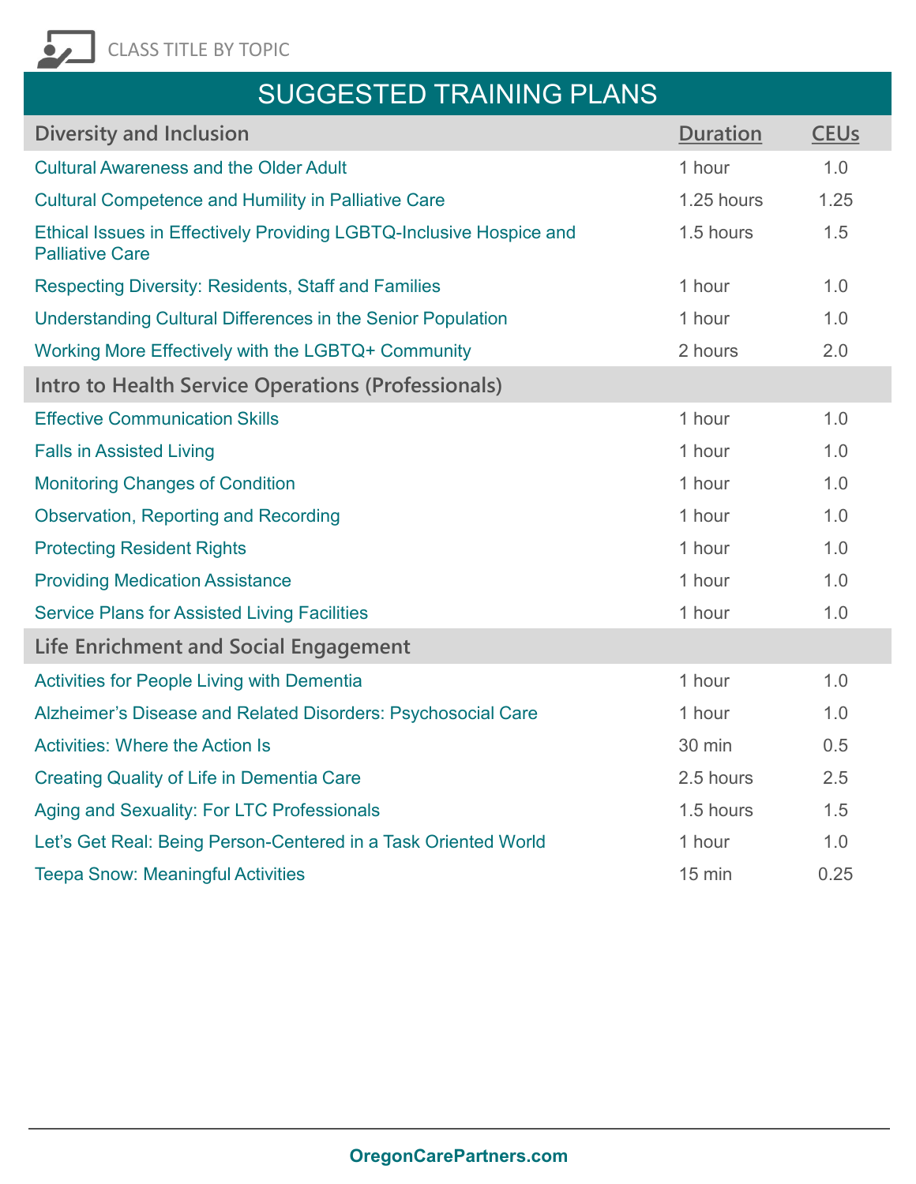CLASS TITLE BY TOPIC

# SUGGESTED TRAINING PLANS

| Diversity and Inclusion | Duration | CEUs |
|---|---|---|
| Cultural Awareness and the Older Adult | 1 hour | 1.0 |
| Cultural Competence and Humility in Palliative Care | 1.25 hours | 1.25 |
| Ethical Issues in Effectively Providing LGBTQ-Inclusive Hospice and Palliative Care | 1.5 hours | 1.5 |
| Respecting Diversity: Residents, Staff and Families | 1 hour | 1.0 |
| Understanding Cultural Differences in the Senior Population | 1 hour | 1.0 |
| Working More Effectively with the LGBTQ+ Community | 2 hours | 2.0 |
| **Intro to Health Service Operations (Professionals)** | | |
| Effective Communication Skills | 1 hour | 1.0 |
| Falls in Assisted Living | 1 hour | 1.0 |
| Monitoring Changes of Condition | 1 hour | 1.0 |
| Observation, Reporting and Recording | 1 hour | 1.0 |
| Protecting Resident Rights | 1 hour | 1.0 |
| Providing Medication Assistance | 1 hour | 1.0 |
| Service Plans for Assisted Living Facilities | 1 hour | 1.0 |
| **Life Enrichment and Social Engagement** | | |
| Activities for People Living with Dementia | 1 hour | 1.0 |
| Alzheimer's Disease and Related Disorders: Psychosocial Care | 1 hour | 1.0 |
| Activities: Where the Action Is | 30 min | 0.5 |
| Creating Quality of Life in Dementia Care | 2.5 hours | 2.5 |
| Aging and Sexuality: For LTC Professionals | 1.5 hours | 1.5 |
| Let's Get Real: Being Person-Centered in a Task Oriented World | 1 hour | 1.0 |
| Teepa Snow: Meaningful Activities | 15 min | 0.25 |

OregonCarePartners.com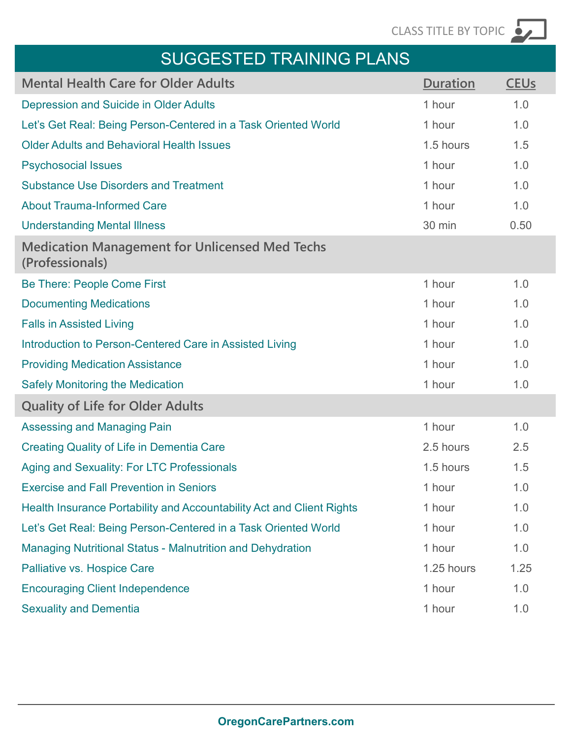CLASS TITLE BY TOPIC

# SUGGESTED TRAINING PLANS

| Mental Health Care for Older Adults | Duration | CEUs |
|---|---|---|
| Depression and Suicide in Older Adults | 1 hour | 1.0 |
| Let's Get Real: Being Person-Centered in a Task Oriented World | 1 hour | 1.0 |
| Older Adults and Behavioral Health Issues | 1.5 hours | 1.5 |
| Psychosocial Issues | 1 hour | 1.0 |
| Substance Use Disorders and Treatment | 1 hour | 1.0 |
| About Trauma-Informed Care | 1 hour | 1.0 |
| Understanding Mental Illness | 30 min | 0.50 |
| **Medication Management for Unlicensed Med Techs (Professionals)** | | |
| Be There: People Come First | 1 hour | 1.0 |
| Documenting Medications | 1 hour | 1.0 |
| Falls in Assisted Living | 1 hour | 1.0 |
| Introduction to Person-Centered Care in Assisted Living | 1 hour | 1.0 |
| Providing Medication Assistance | 1 hour | 1.0 |
| Safely Monitoring the Medication | 1 hour | 1.0 |
| **Quality of Life for Older Adults** | | |
| Assessing and Managing Pain | 1 hour | 1.0 |
| Creating Quality of Life in Dementia Care | 2.5 hours | 2.5 |
| Aging and Sexuality: For LTC Professionals | 1.5 hours | 1.5 |
| Exercise and Fall Prevention in Seniors | 1 hour | 1.0 |
| Health Insurance Portability and Accountability Act and Client Rights | 1 hour | 1.0 |
| Let's Get Real: Being Person-Centered in a Task Oriented World | 1 hour | 1.0 |
| Managing Nutritional Status - Malnutrition and Dehydration | 1 hour | 1.0 |
| Palliative vs. Hospice Care | 1.25 hours | 1.25 |
| Encouraging Client Independence | 1 hour | 1.0 |
| Sexuality and Dementia | 1 hour | 1.0 |

OregonCarePartners.com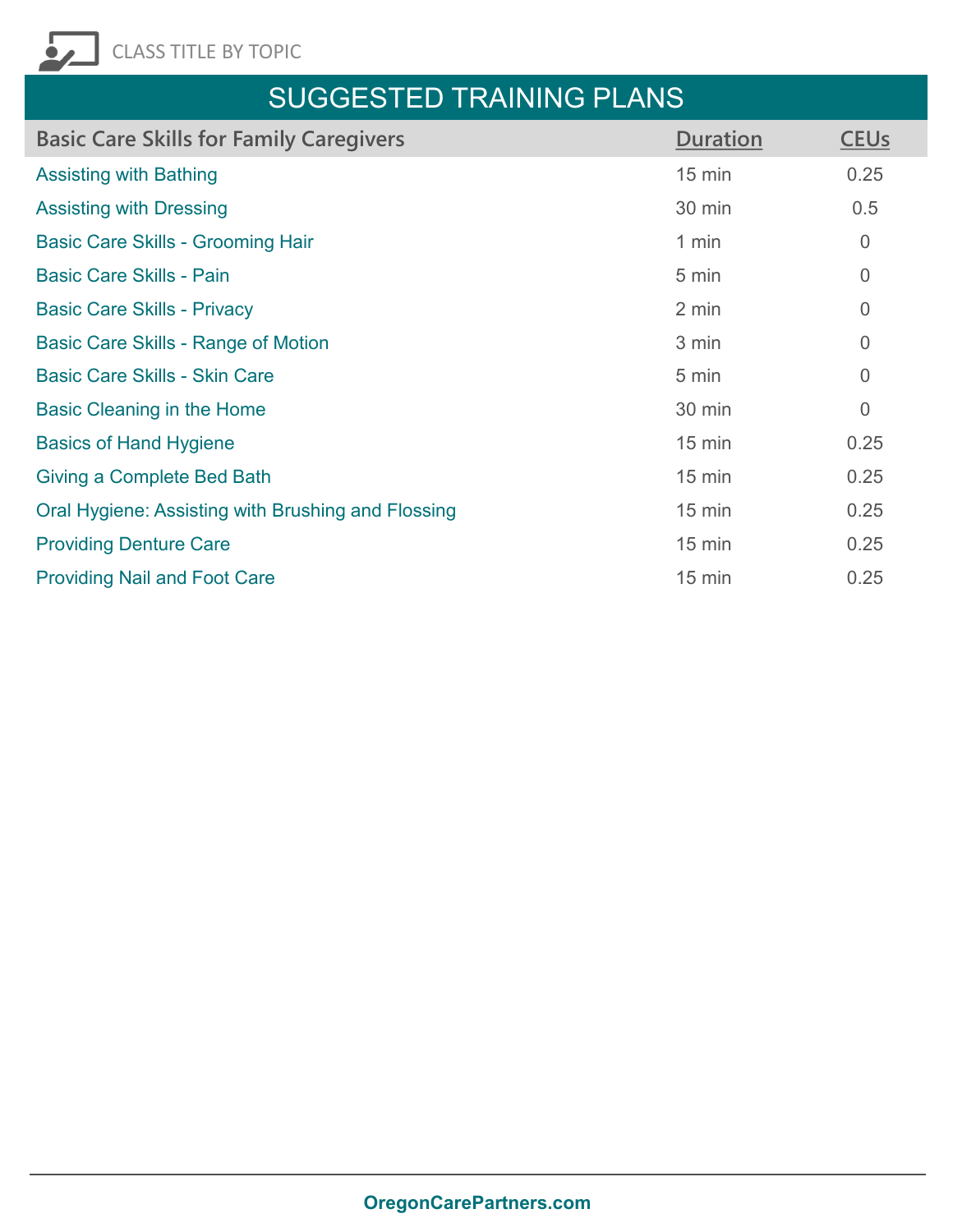CLASS TITLE BY TOPIC

# SUGGESTED TRAINING PLANS

| Basic Care Skills for Family Caregivers | Duration | CEUs |
|---|---|---|
| Assisting with Bathing | 15 min | 0.25 |
| Assisting with Dressing | 30 min | 0.5 |
| Basic Care Skills - Grooming Hair | 1 min | 0 |
| Basic Care Skills - Pain | 5 min | 0 |
| Basic Care Skills - Privacy | 2 min | 0 |
| Basic Care Skills - Range of Motion | 3 min | 0 |
| Basic Care Skills - Skin Care | 5 min | 0 |
| Basic Cleaning in the Home | 30 min | 0 |
| Basics of Hand Hygiene | 15 min | 0.25 |
| Giving a Complete Bed Bath | 15 min | 0.25 |
| Oral Hygiene: Assisting with Brushing and Flossing | 15 min | 0.25 |
| Providing Denture Care | 15 min | 0.25 |
| Providing Nail and Foot Care | 15 min | 0.25 |

**OregonCarePartners.com**